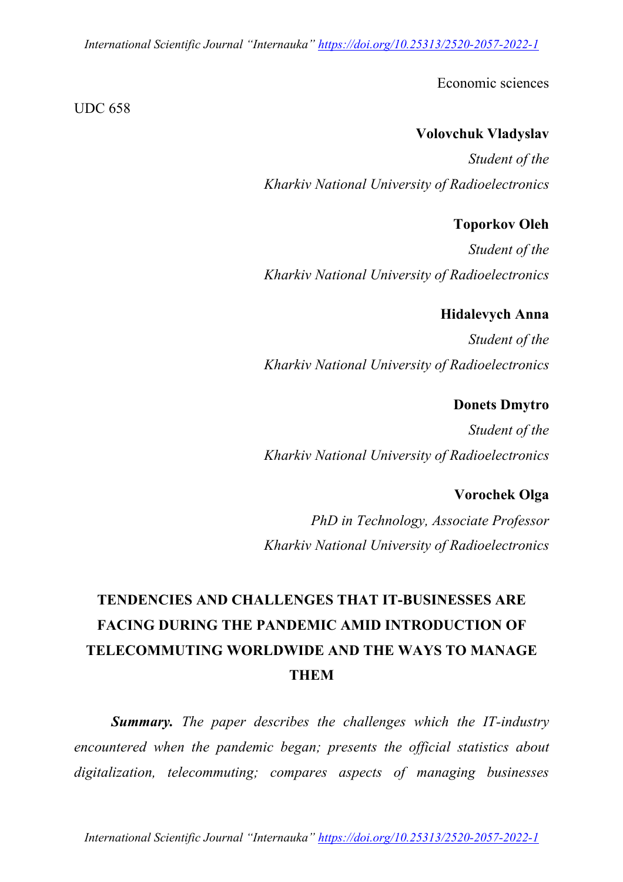Economic sciences

UDC 658

**Volovchuk Vladyslav**

*Student of the*
*Kharkiv National University of Radioelectronics*

**Toporkov Oleh**

*Student of the*
*Kharkiv National University of Radioelectronics*

**Hidalevych Anna**

*Student of the*
*Kharkiv National University of Radioelectronics*

**Donets Dmytro**

*Student of the*
*Kharkiv National University of Radioelectronics*

**Vorochek Olga**

*PhD in Technology, Associate Professor*
*Kharkiv National University of Radioelectronics*

# TENDENCIES AND CHALLENGES THAT IT-BUSINESSES ARE FACING DURING THE PANDEMIC AMID INTRODUCTION OF TELECOMMUTING WORLDWIDE AND THE WAYS TO MANAGE THEM

***Summary.*** *The paper describes the challenges which the IT-industry encountered when the pandemic began; presents the official statistics about digitalization, telecommuting; compares aspects of managing businesses*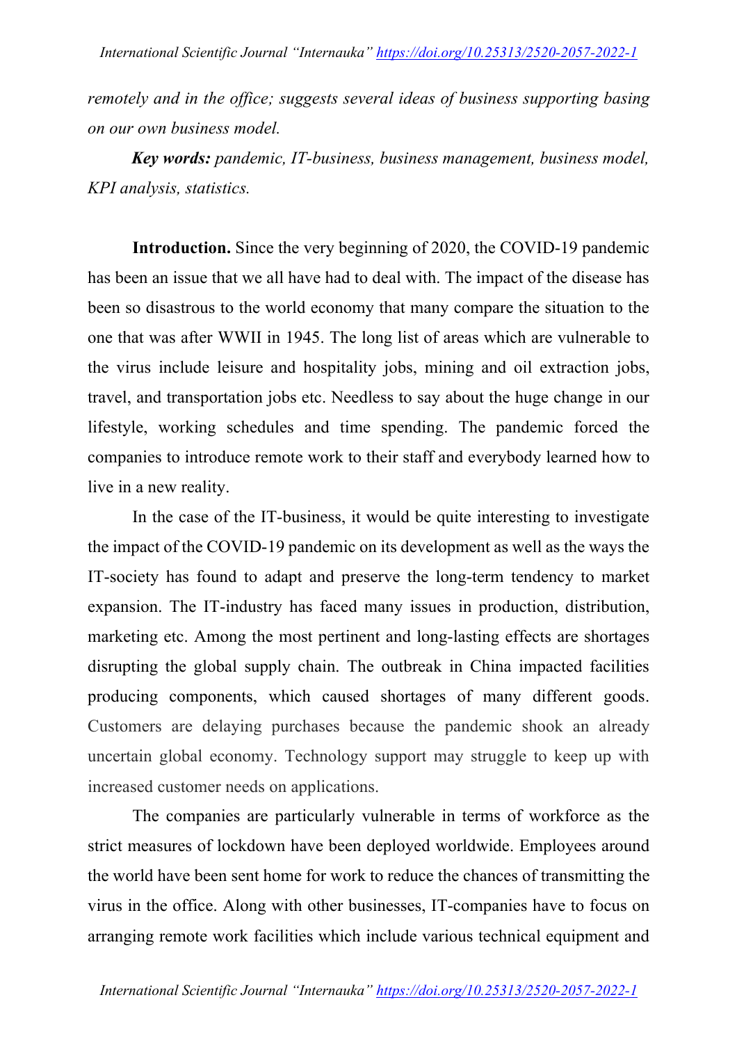*remotely and in the office; suggests several ideas of business supporting basing on our own business model.*

***Key words:*** *pandemic, IT-business, business management, business model, KPI analysis, statistics.*

**Introduction.** Since the very beginning of 2020, the COVID-19 pandemic has been an issue that we all have had to deal with. The impact of the disease has been so disastrous to the world economy that many compare the situation to the one that was after WWII in 1945. The long list of areas which are vulnerable to the virus include leisure and hospitality jobs, mining and oil extraction jobs, travel, and transportation jobs etc. Needless to say about the huge change in our lifestyle, working schedules and time spending. The pandemic forced the companies to introduce remote work to their staff and everybody learned how to live in a new reality.

In the case of the IT-business, it would be quite interesting to investigate the impact of the COVID-19 pandemic on its development as well as the ways the IT-society has found to adapt and preserve the long-term tendency to market expansion. The IT-industry has faced many issues in production, distribution, marketing etc. Among the most pertinent and long-lasting effects are shortages disrupting the global supply chain. The outbreak in China impacted facilities producing components, which caused shortages of many different goods. Customers are delaying purchases because the pandemic shook an already uncertain global economy. Technology support may struggle to keep up with increased customer needs on applications.

The companies are particularly vulnerable in terms of workforce as the strict measures of lockdown have been deployed worldwide. Employees around the world have been sent home for work to reduce the chances of transmitting the virus in the office. Along with other businesses, IT-companies have to focus on arranging remote work facilities which include various technical equipment and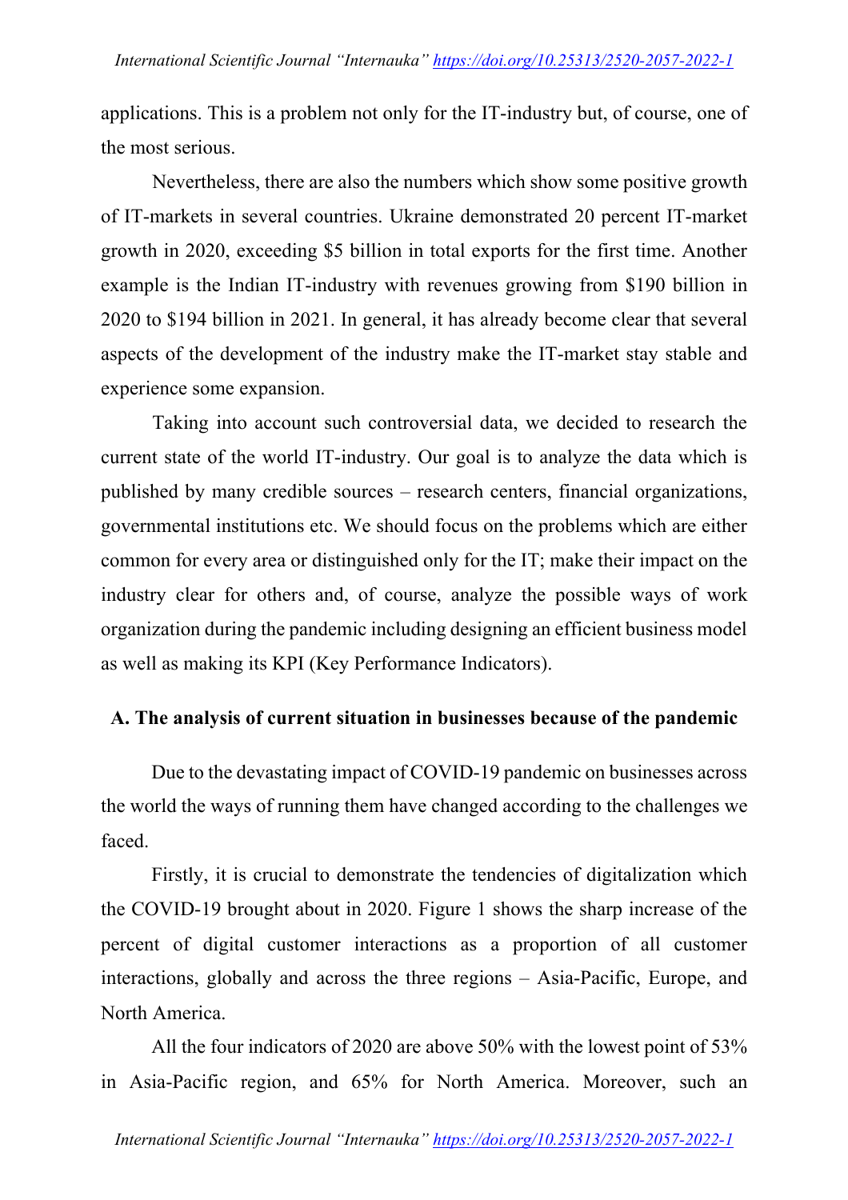applications. This is a problem not only for the IT-industry but, of course, one of the most serious.

Nevertheless, there are also the numbers which show some positive growth of IT-markets in several countries. Ukraine demonstrated 20 percent IT-market growth in 2020, exceeding $5 billion in total exports for the first time. Another example is the Indian IT-industry with revenues growing from $190 billion in 2020 to $194 billion in 2021. In general, it has already become clear that several aspects of the development of the industry make the IT-market stay stable and experience some expansion.

Taking into account such controversial data, we decided to research the current state of the world IT-industry. Our goal is to analyze the data which is published by many credible sources – research centers, financial organizations, governmental institutions etc. We should focus on the problems which are either common for every area or distinguished only for the IT; make their impact on the industry clear for others and, of course, analyze the possible ways of work organization during the pandemic including designing an efficient business model as well as making its KPI (Key Performance Indicators).

## A. The analysis of current situation in businesses because of the pandemic

Due to the devastating impact of COVID-19 pandemic on businesses across the world the ways of running them have changed according to the challenges we faced.

Firstly, it is crucial to demonstrate the tendencies of digitalization which the COVID-19 brought about in 2020. Figure 1 shows the sharp increase of the percent of digital customer interactions as a proportion of all customer interactions, globally and across the three regions – Asia-Pacific, Europe, and North America.

All the four indicators of 2020 are above 50% with the lowest point of 53% in Asia-Pacific region, and 65% for North America. Moreover, such an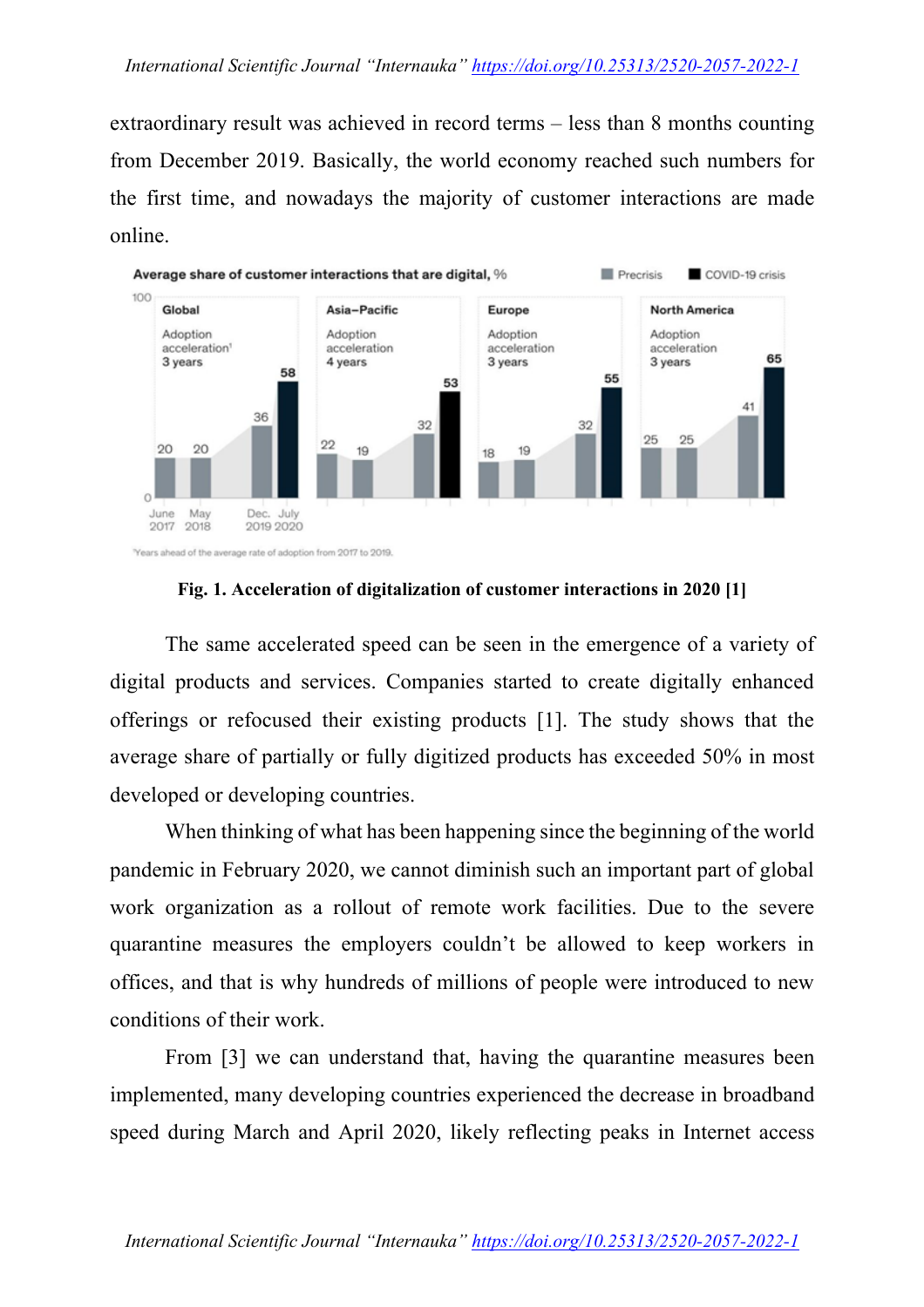extraordinary result was achieved in record terms – less than 8 months counting from December 2019. Basically, the world economy reached such numbers for the first time, and nowadays the majority of customer interactions are made online.

Fig. 1. Acceleration of digitalization of customer interactions in 2020 [1]

The same accelerated speed can be seen in the emergence of a variety of digital products and services. Companies started to create digitally enhanced offerings or refocused their existing products [1]. The study shows that the average share of partially or fully digitized products has exceeded 50% in most developed or developing countries.

When thinking of what has been happening since the beginning of the world pandemic in February 2020, we cannot diminish such an important part of global work organization as a rollout of remote work facilities. Due to the severe quarantine measures the employers couldn't be allowed to keep workers in offices, and that is why hundreds of millions of people were introduced to new conditions of their work.

From [3] we can understand that, having the quarantine measures been implemented, many developing countries experienced the decrease in broadband speed during March and April 2020, likely reflecting peaks in Internet access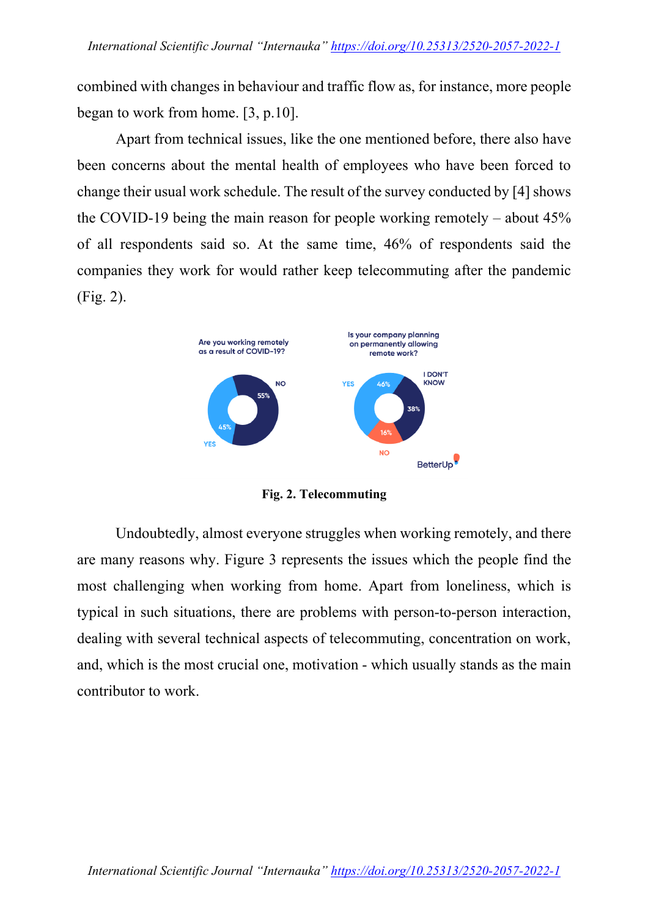combined with changes in behaviour and traffic flow as, for instance, more people began to work from home. [3, p.10].

Apart from technical issues, like the one mentioned before, there also have been concerns about the mental health of employees who have been forced to change their usual work schedule. The result of the survey conducted by [4] shows the COVID-19 being the main reason for people working remotely – about 45% of all respondents said so. At the same time, 46% of respondents said the companies they work for would rather keep telecommuting after the pandemic (Fig. 2).

**Fig. 2. Telecommuting**

Undoubtedly, almost everyone struggles when working remotely, and there are many reasons why. Figure 3 represents the issues which the people find the most challenging when working from home. Apart from loneliness, which is typical in such situations, there are problems with person-to-person interaction, dealing with several technical aspects of telecommuting, concentration on work, and, which is the most crucial one, motivation - which usually stands as the main contributor to work.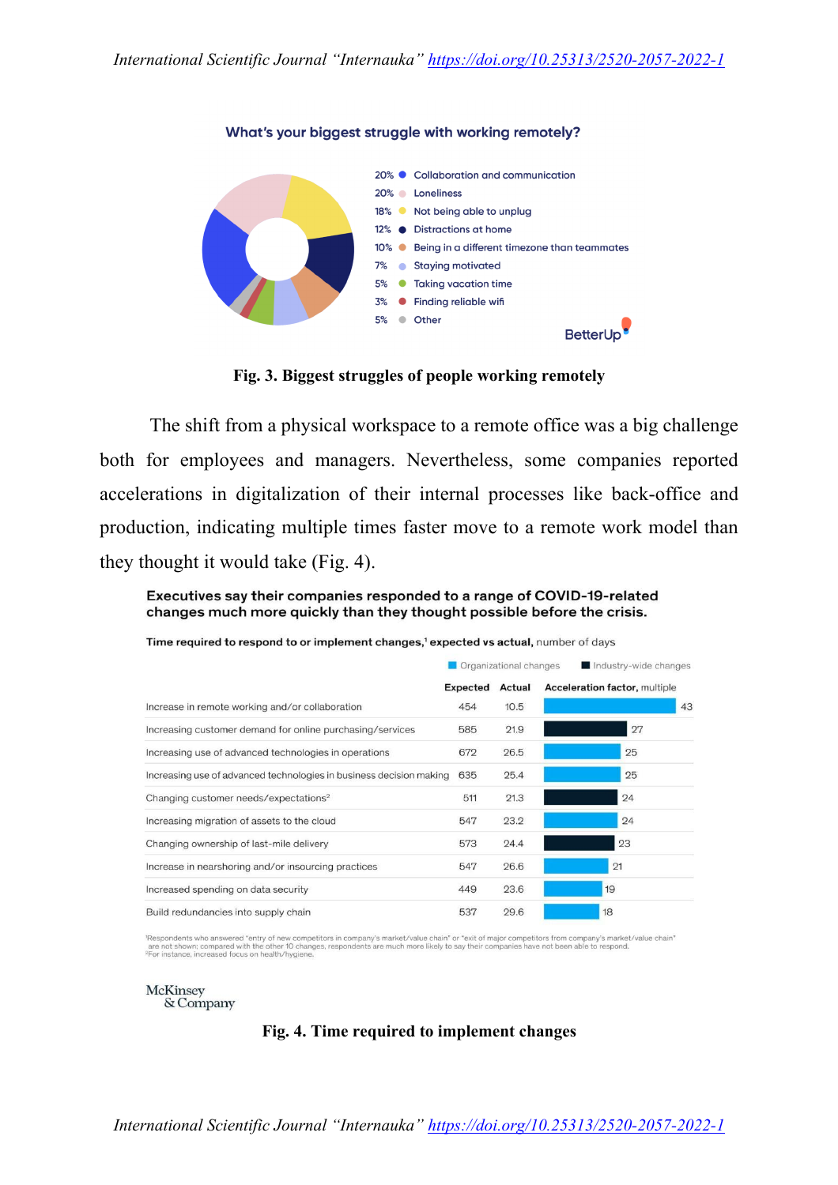**What's your biggest struggle with working remotely?**

| % | Struggle |
|---|---|
| 20% | Collaboration and communication |
| 20% | Loneliness |
| 18% | Not being able to unplug |
| 12% | Distractions at home |
| 10% | Being in a different timezone than teammates |
| 7% | Staying motivated |
| 5% | Taking vacation time |
| 3% | Finding reliable wifi |
| 5% | Other |

BetterUp

**Fig. 3. Biggest struggles of people working remotely**

The shift from a physical workspace to a remote office was a big challenge both for employees and managers. Nevertheless, some companies reported accelerations in digitalization of their internal processes like back-office and production, indicating multiple times faster move to a remote work model than they thought it would take (Fig. 4).

**Executives say their companies responded to a range of COVID-19-related changes much more quickly than they thought possible before the crisis.**

**Time required to respond to or implement changes,[1] expected vs actual,** number of days

| | Expected | Actual | Acceleration factor, multiple |
|---|---|---|---|
| Increase in remote working and/or collaboration | 454 | 10.5 | 43 (Organizational changes) |
| Increasing customer demand for online purchasing/services | 585 | 21.9 | 27 (Industry-wide changes) |
| Increasing use of advanced technologies in operations | 672 | 26.5 | 25 (Organizational changes) |
| Increasing use of advanced technologies in business decision making | 635 | 25.4 | 25 (Organizational changes) |
| Changing customer needs/expectations[2] | 511 | 21.3 | 24 (Industry-wide changes) |
| Increasing migration of assets to the cloud | 547 | 23.2 | 24 (Organizational changes) |
| Changing ownership of last-mile delivery | 573 | 24.4 | 23 (Industry-wide changes) |
| Increase in nearshoring and/or insourcing practices | 547 | 26.6 | 21 (Organizational changes) |
| Increased spending on data security | 449 | 23.6 | 19 (Organizational changes) |
| Build redundancies into supply chain | 537 | 29.6 | 18 (Organizational changes) |

[1]Respondents who answered "entry of new competitors in company's market/value chain" or "exit of major competitors from company's market/value chain" are not shown; compared with the other 10 changes, respondents are much more likely to say their companies have not been able to respond.
[2]For instance, increased focus on health/hygiene.

McKinsey & Company

**Fig. 4. Time required to implement changes**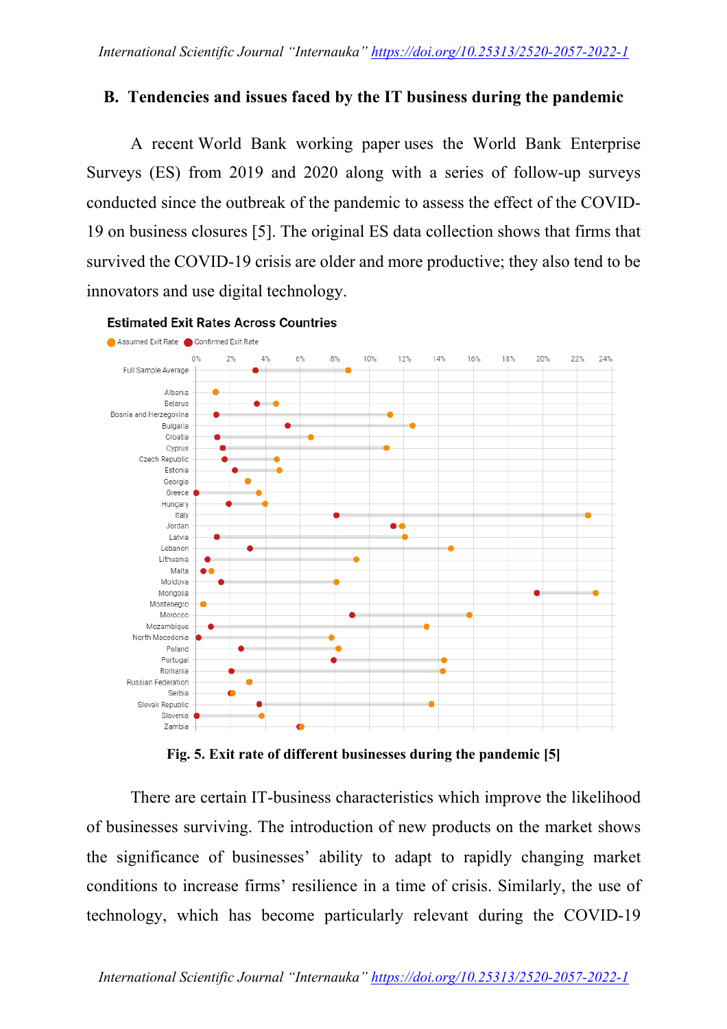## B. Tendencies and issues faced by the IT business during the pandemic

A recent World Bank working paper uses the World Bank Enterprise Surveys (ES) from 2019 and 2020 along with a series of follow-up surveys conducted since the outbreak of the pandemic to assess the effect of the COVID-19 on business closures [5]. The original ES data collection shows that firms that survived the COVID-19 crisis are older and more productive; they also tend to be innovators and use digital technology.

**Fig. 5. Exit rate of different businesses during the pandemic [5]**

There are certain IT-business characteristics which improve the likelihood of businesses surviving. The introduction of new products on the market shows the significance of businesses' ability to adapt to rapidly changing market conditions to increase firms' resilience in a time of crisis. Similarly, the use of technology, which has become particularly relevant during the COVID-19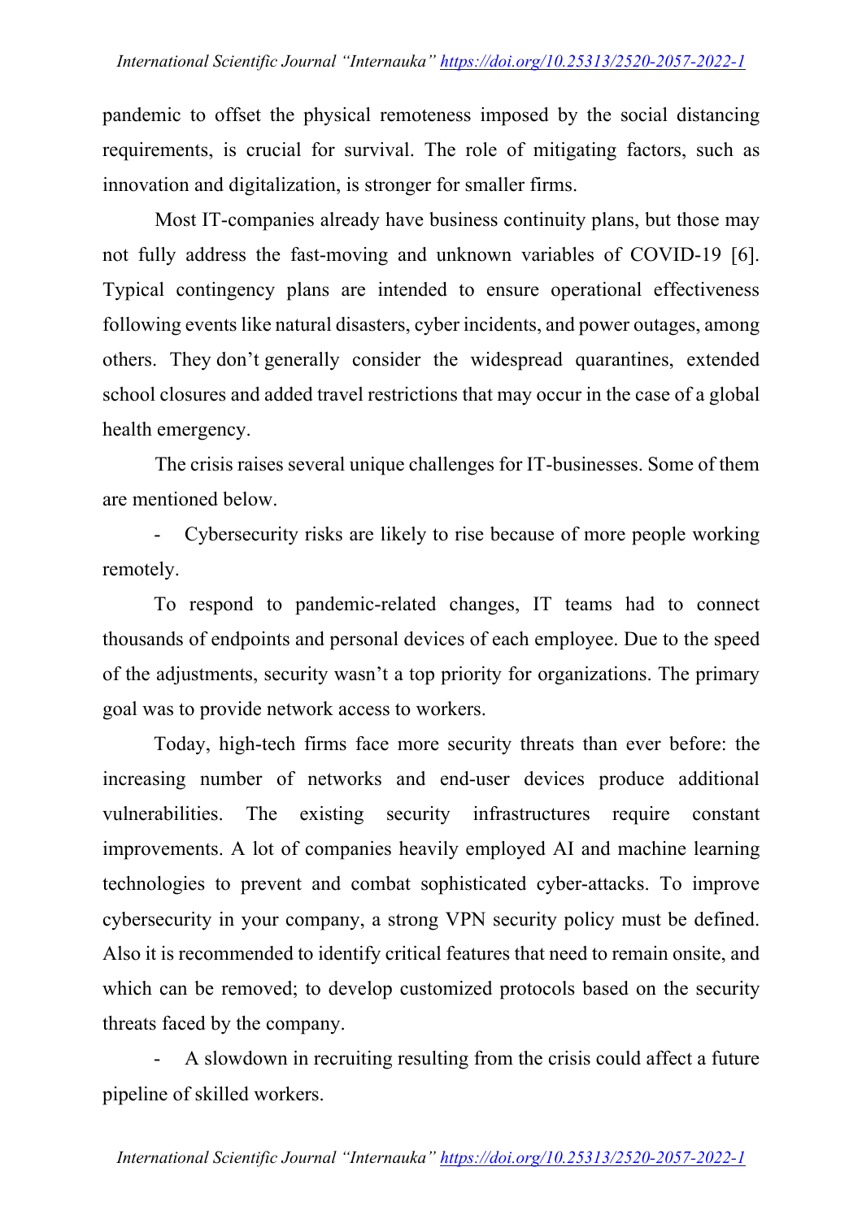pandemic to offset the physical remoteness imposed by the social distancing requirements, is crucial for survival. The role of mitigating factors, such as innovation and digitalization, is stronger for smaller firms.

Most IT-companies already have business continuity plans, but those may not fully address the fast-moving and unknown variables of COVID-19 [6]. Typical contingency plans are intended to ensure operational effectiveness following events like natural disasters, cyber incidents, and power outages, among others. They don't generally consider the widespread quarantines, extended school closures and added travel restrictions that may occur in the case of a global health emergency.

The crisis raises several unique challenges for IT-businesses. Some of them are mentioned below.

- Cybersecurity risks are likely to rise because of more people working remotely.

To respond to pandemic-related changes, IT teams had to connect thousands of endpoints and personal devices of each employee. Due to the speed of the adjustments, security wasn't a top priority for organizations. The primary goal was to provide network access to workers.

Today, high-tech firms face more security threats than ever before: the increasing number of networks and end-user devices produce additional vulnerabilities. The existing security infrastructures require constant improvements. A lot of companies heavily employed AI and machine learning technologies to prevent and combat sophisticated cyber-attacks. To improve cybersecurity in your company, a strong VPN security policy must be defined. Also it is recommended to identify critical features that need to remain onsite, and which can be removed; to develop customized protocols based on the security threats faced by the company.

- A slowdown in recruiting resulting from the crisis could affect a future pipeline of skilled workers.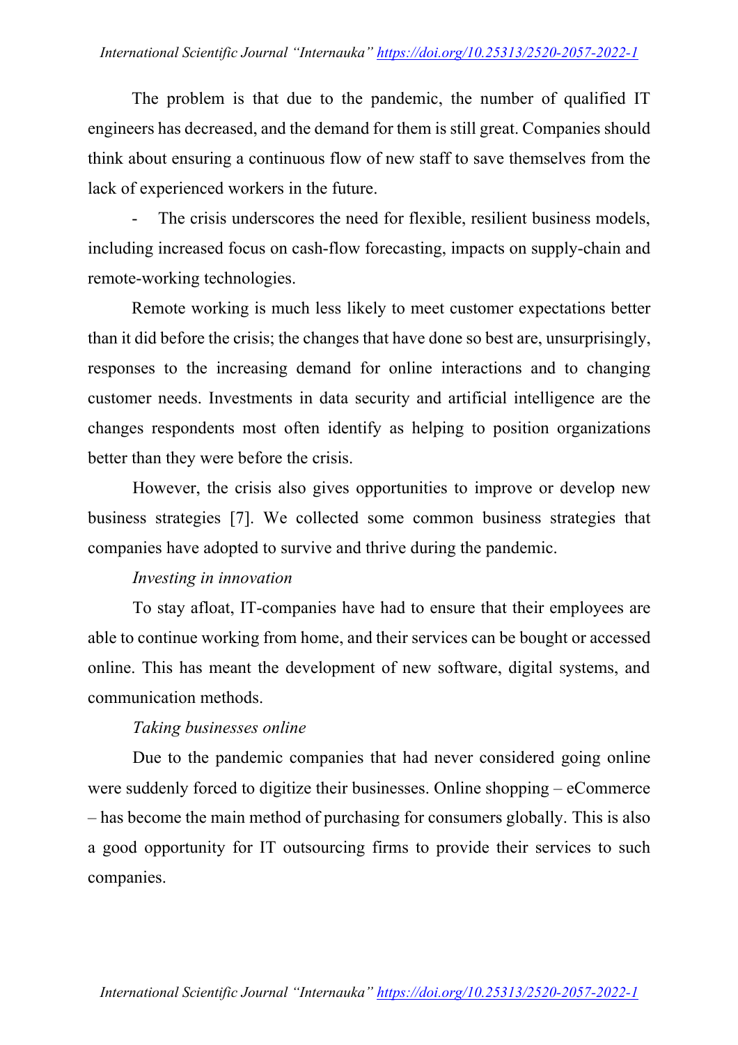The problem is that due to the pandemic, the number of qualified IT engineers has decreased, and the demand for them is still great. Companies should think about ensuring a continuous flow of new staff to save themselves from the lack of experienced workers in the future.

- The crisis underscores the need for flexible, resilient business models, including increased focus on cash-flow forecasting, impacts on supply-chain and remote-working technologies.

Remote working is much less likely to meet customer expectations better than it did before the crisis; the changes that have done so best are, unsurprisingly, responses to the increasing demand for online interactions and to changing customer needs. Investments in data security and artificial intelligence are the changes respondents most often identify as helping to position organizations better than they were before the crisis.

However, the crisis also gives opportunities to improve or develop new business strategies [7]. We collected some common business strategies that companies have adopted to survive and thrive during the pandemic.

*Investing in innovation*

To stay afloat, IT-companies have had to ensure that their employees are able to continue working from home, and their services can be bought or accessed online. This has meant the development of new software, digital systems, and communication methods.

*Taking businesses online*

Due to the pandemic companies that had never considered going online were suddenly forced to digitize their businesses. Online shopping – eCommerce – has become the main method of purchasing for consumers globally. This is also a good opportunity for IT outsourcing firms to provide their services to such companies.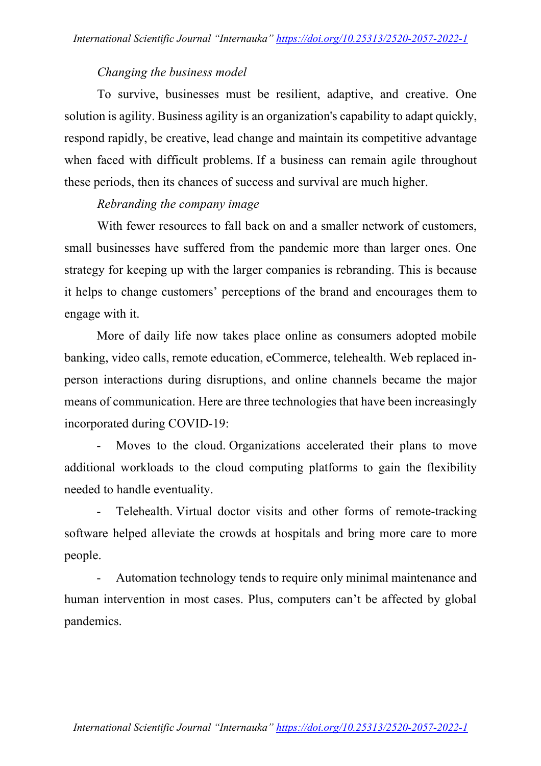*Changing the business model*

To survive, businesses must be resilient, adaptive, and creative. One solution is agility. Business agility is an organization's capability to adapt quickly, respond rapidly, be creative, lead change and maintain its competitive advantage when faced with difficult problems. If a business can remain agile throughout these periods, then its chances of success and survival are much higher.

*Rebranding the company image*

With fewer resources to fall back on and a smaller network of customers, small businesses have suffered from the pandemic more than larger ones. One strategy for keeping up with the larger companies is rebranding. This is because it helps to change customers' perceptions of the brand and encourages them to engage with it.

More of daily life now takes place online as consumers adopted mobile banking, video calls, remote education, eCommerce, telehealth. Web replaced in-person interactions during disruptions, and online channels became the major means of communication. Here are three technologies that have been increasingly incorporated during COVID-19:

- Moves to the cloud. Organizations accelerated their plans to move additional workloads to the cloud computing platforms to gain the flexibility needed to handle eventuality.
- Telehealth. Virtual doctor visits and other forms of remote-tracking software helped alleviate the crowds at hospitals and bring more care to more people.
- Automation technology tends to require only minimal maintenance and human intervention in most cases. Plus, computers can't be affected by global pandemics.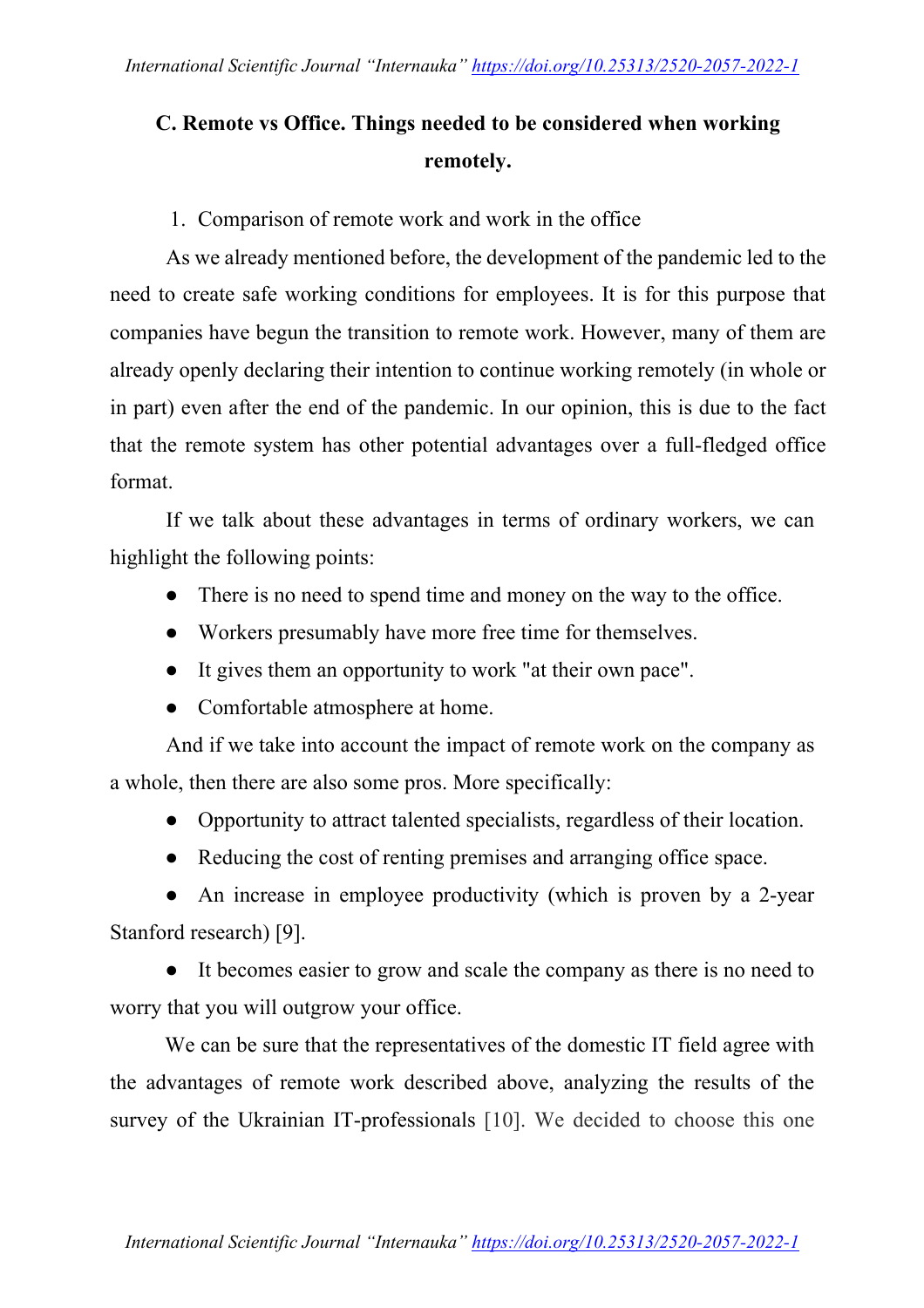## C. Remote vs Office. Things needed to be considered when working remotely.

1. Comparison of remote work and work in the office

As we already mentioned before, the development of the pandemic led to the need to create safe working conditions for employees. It is for this purpose that companies have begun the transition to remote work. However, many of them are already openly declaring their intention to continue working remotely (in whole or in part) even after the end of the pandemic. In our opinion, this is due to the fact that the remote system has other potential advantages over a full-fledged office format.

If we talk about these advantages in terms of ordinary workers, we can highlight the following points:

- There is no need to spend time and money on the way to the office.
- Workers presumably have more free time for themselves.
- It gives them an opportunity to work "at their own pace".
- Comfortable atmosphere at home.

And if we take into account the impact of remote work on the company as a whole, then there are also some pros. More specifically:

- Opportunity to attract talented specialists, regardless of their location.
- Reducing the cost of renting premises and arranging office space.
- An increase in employee productivity (which is proven by a 2-year Stanford research) [9].
- It becomes easier to grow and scale the company as there is no need to worry that you will outgrow your office.

We can be sure that the representatives of the domestic IT field agree with the advantages of remote work described above, analyzing the results of the survey of the Ukrainian IT-professionals [10]. We decided to choose this one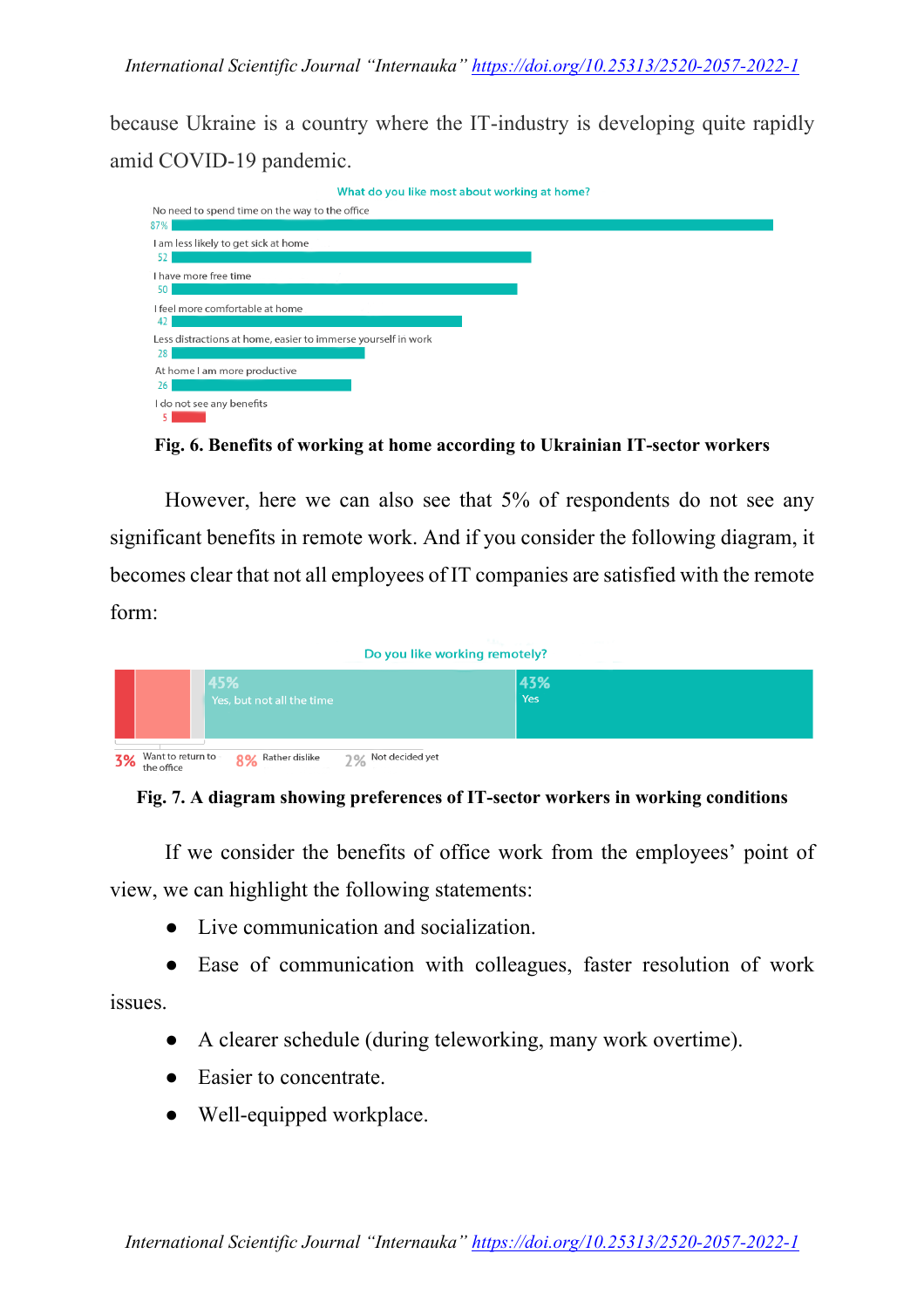because Ukraine is a country where the IT-industry is developing quite rapidly amid COVID-19 pandemic.

What do you like most about working at home?

| Statement | % |
|---|---|
| No need to spend time on the way to the office | 87% |
| I am less likely to get sick at home | 52 |
| I have more free time | 50 |
| I feel more comfortable at home | 42 |
| Less distractions at home, easier to immerse yourself in work | 28 |
| At home I am more productive | 26 |
| I do not see any benefits | 5 |

**Fig. 6. Benefits of working at home according to Ukrainian IT-sector workers**

However, here we can also see that 5% of respondents do not see any significant benefits in remote work. And if you consider the following diagram, it becomes clear that not all employees of IT companies are satisfied with the remote form:

Do you like working remotely?

| Answer | % |
|---|---|
| Want to return to the office | 3% |
| Rather dislike | 8% |
| Not decided yet | 2% |
| Yes, but not all the time | 45% |
| Yes | 43% |

**Fig. 7. A diagram showing preferences of IT-sector workers in working conditions**

If we consider the benefits of office work from the employees' point of view, we can highlight the following statements:

- Live communication and socialization.
- Ease of communication with colleagues, faster resolution of work issues.
- A clearer schedule (during teleworking, many work overtime).
- Easier to concentrate.
- Well-equipped workplace.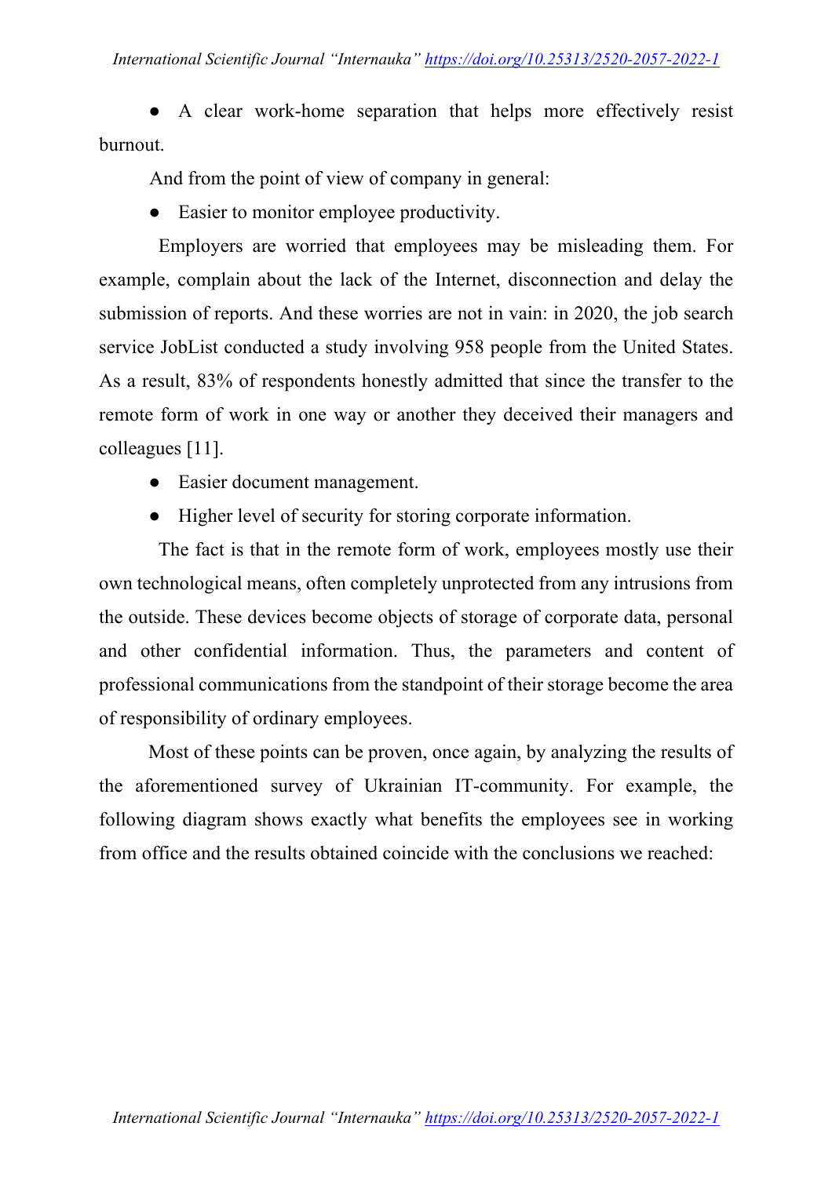- A clear work-home separation that helps more effectively resist burnout.

And from the point of view of company in general:

- Easier to monitor employee productivity.

Employers are worried that employees may be misleading them. For example, complain about the lack of the Internet, disconnection and delay the submission of reports. And these worries are not in vain: in 2020, the job search service JobList conducted a study involving 958 people from the United States. As a result, 83% of respondents honestly admitted that since the transfer to the remote form of work in one way or another they deceived their managers and colleagues [11].

- Easier document management.
- Higher level of security for storing corporate information.

The fact is that in the remote form of work, employees mostly use their own technological means, often completely unprotected from any intrusions from the outside. These devices become objects of storage of corporate data, personal and other confidential information. Thus, the parameters and content of professional communications from the standpoint of their storage become the area of responsibility of ordinary employees.

Most of these points can be proven, once again, by analyzing the results of the aforementioned survey of Ukrainian IT-community. For example, the following diagram shows exactly what benefits the employees see in working from office and the results obtained coincide with the conclusions we reached: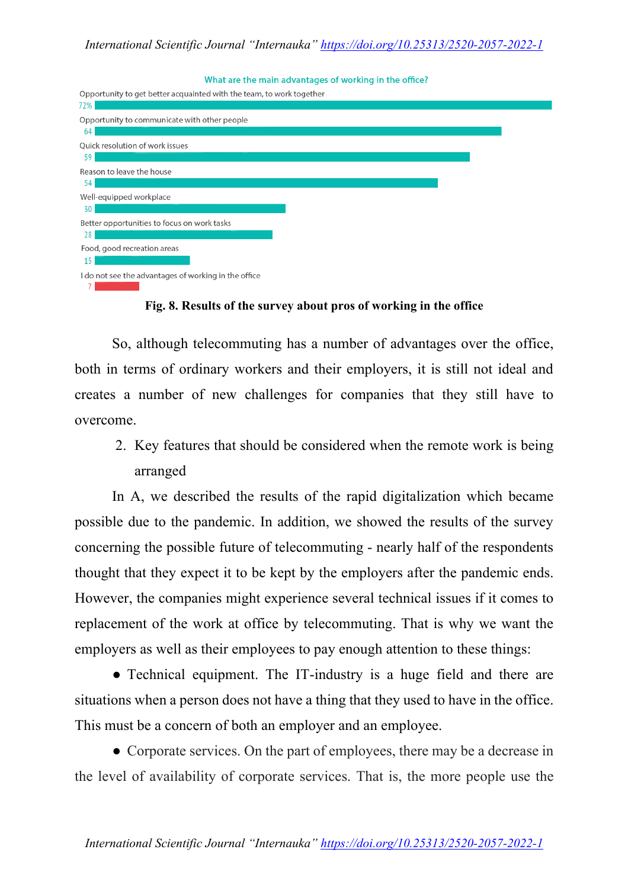What are the main advantages of working in the office?

| Answer | % |
|---|---|
| Opportunity to get better acquainted with the team, to work together | 72% |
| Opportunity to communicate with other people | 64 |
| Quick resolution of work issues | 59 |
| Reason to leave the house | 54 |
| Well-equipped workplace | 30 |
| Better opportunities to focus on work tasks | 28 |
| Food, good recreation areas | 15 |
| I do not see the advantages of working in the office | 7 |

**Fig. 8. Results of the survey about pros of working in the office**

So, although telecommuting has a number of advantages over the office, both in terms of ordinary workers and their employers, it is still not ideal and creates a number of new challenges for companies that they still have to overcome.

2. Key features that should be considered when the remote work is being arranged

In A, we described the results of the rapid digitalization which became possible due to the pandemic. In addition, we showed the results of the survey concerning the possible future of telecommuting - nearly half of the respondents thought that they expect it to be kept by the employers after the pandemic ends. However, the companies might experience several technical issues if it comes to replacement of the work at office by telecommuting. That is why we want the employers as well as their employees to pay enough attention to these things:

- Technical equipment. The IT-industry is a huge field and there are situations when a person does not have a thing that they used to have in the office. This must be a concern of both an employer and an employee.

- Corporate services. On the part of employees, there may be a decrease in the level of availability of corporate services. That is, the more people use the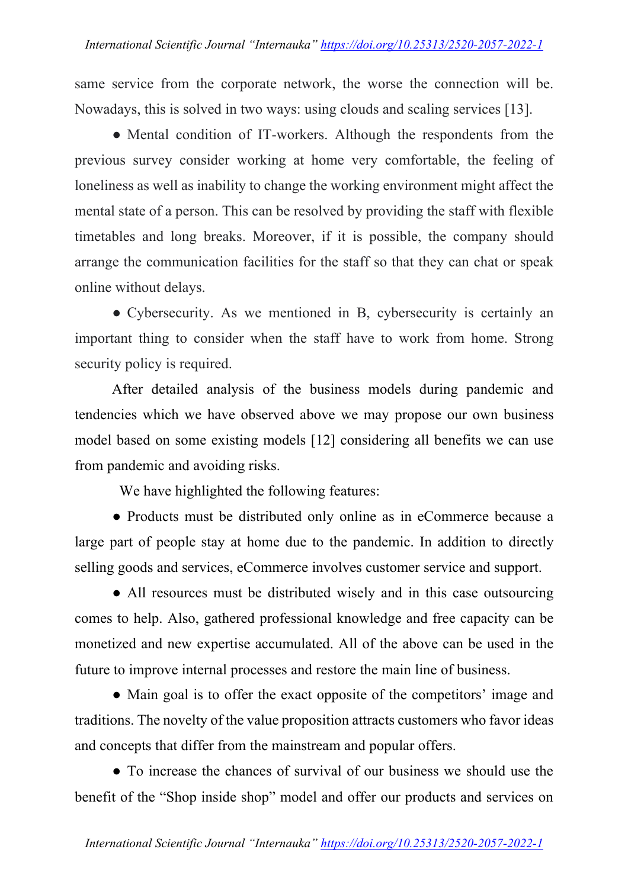same service from the corporate network, the worse the connection will be. Nowadays, this is solved in two ways: using clouds and scaling services [13].

- Mental condition of IT-workers. Although the respondents from the previous survey consider working at home very comfortable, the feeling of loneliness as well as inability to change the working environment might affect the mental state of a person. This can be resolved by providing the staff with flexible timetables and long breaks. Moreover, if it is possible, the company should arrange the communication facilities for the staff so that they can chat or speak online without delays.

- Cybersecurity. As we mentioned in B, cybersecurity is certainly an important thing to consider when the staff have to work from home. Strong security policy is required.

After detailed analysis of the business models during pandemic and tendencies which we have observed above we may propose our own business model based on some existing models [12] considering all benefits we can use from pandemic and avoiding risks.

We have highlighted the following features:

- Products must be distributed only online as in eCommerce because a large part of people stay at home due to the pandemic. In addition to directly selling goods and services, eCommerce involves customer service and support.

- All resources must be distributed wisely and in this case outsourcing comes to help. Also, gathered professional knowledge and free capacity can be monetized and new expertise accumulated. All of the above can be used in the future to improve internal processes and restore the main line of business.

- Main goal is to offer the exact opposite of the competitors' image and traditions. The novelty of the value proposition attracts customers who favor ideas and concepts that differ from the mainstream and popular offers.

- To increase the chances of survival of our business we should use the benefit of the "Shop inside shop" model and offer our products and services on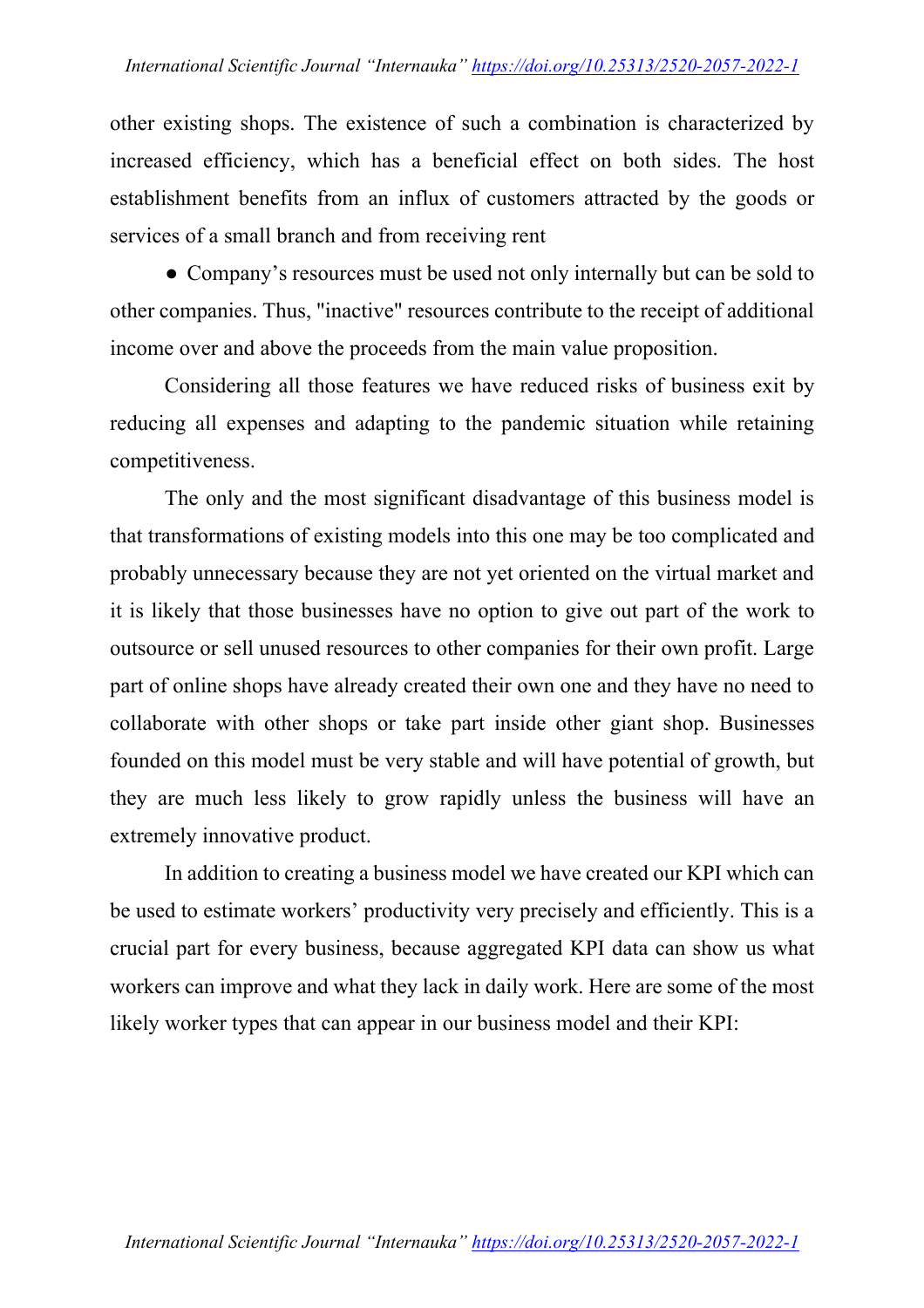other existing shops. The existence of such a combination is characterized by increased efficiency, which has a beneficial effect on both sides. The host establishment benefits from an influx of customers attracted by the goods or services of a small branch and from receiving rent

- Company's resources must be used not only internally but can be sold to other companies. Thus, "inactive" resources contribute to the receipt of additional income over and above the proceeds from the main value proposition.

Considering all those features we have reduced risks of business exit by reducing all expenses and adapting to the pandemic situation while retaining competitiveness.

The only and the most significant disadvantage of this business model is that transformations of existing models into this one may be too complicated and probably unnecessary because they are not yet oriented on the virtual market and it is likely that those businesses have no option to give out part of the work to outsource or sell unused resources to other companies for their own profit. Large part of online shops have already created their own one and they have no need to collaborate with other shops or take part inside other giant shop. Businesses founded on this model must be very stable and will have potential of growth, but they are much less likely to grow rapidly unless the business will have an extremely innovative product.

In addition to creating a business model we have created our KPI which can be used to estimate workers' productivity very precisely and efficiently. This is a crucial part for every business, because aggregated KPI data can show us what workers can improve and what they lack in daily work. Here are some of the most likely worker types that can appear in our business model and their KPI: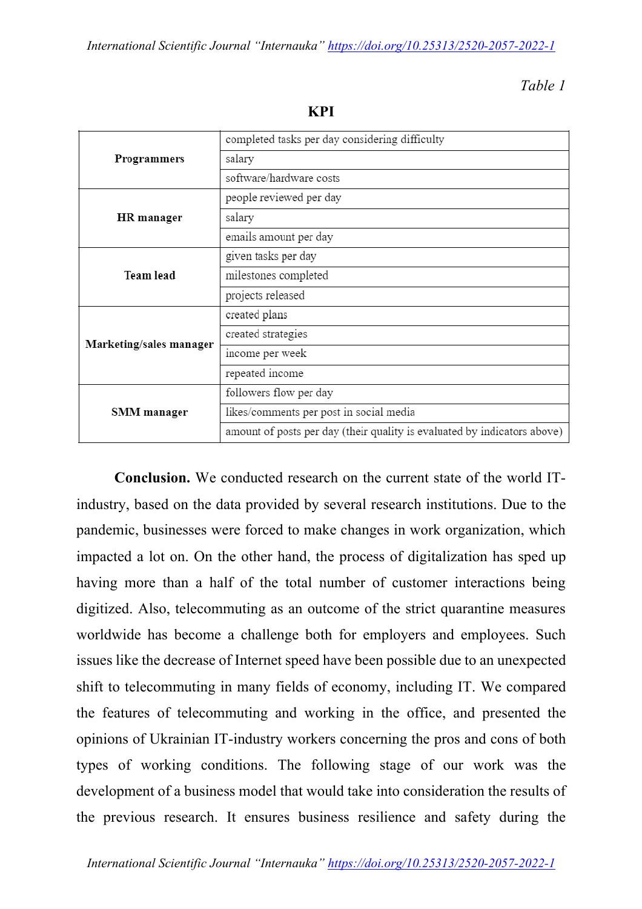*Table 1*

**KPI**

| Role | KPI |
|---|---|
| **Programmers** | completed tasks per day considering difficulty |
| | salary |
| | software/hardware costs |
| **HR manager** | people reviewed per day |
| | salary |
| | emails amount per day |
| **Team lead** | given tasks per day |
| | milestones completed |
| | projects released |
| **Marketing/sales manager** | created plans |
| | created strategies |
| | income per week |
| | repeated income |
| **SMM manager** | followers flow per day |
| | likes/comments per post in social media |
| | amount of posts per day (their quality is evaluated by indicators above) |

**Conclusion.** We conducted research on the current state of the world IT-industry, based on the data provided by several research institutions. Due to the pandemic, businesses were forced to make changes in work organization, which impacted a lot on. On the other hand, the process of digitalization has sped up having more than a half of the total number of customer interactions being digitized. Also, telecommuting as an outcome of the strict quarantine measures worldwide has become a challenge both for employers and employees. Such issues like the decrease of Internet speed have been possible due to an unexpected shift to telecommuting in many fields of economy, including IT. We compared the features of telecommuting and working in the office, and presented the opinions of Ukrainian IT-industry workers concerning the pros and cons of both types of working conditions. The following stage of our work was the development of a business model that would take into consideration the results of the previous research. It ensures business resilience and safety during the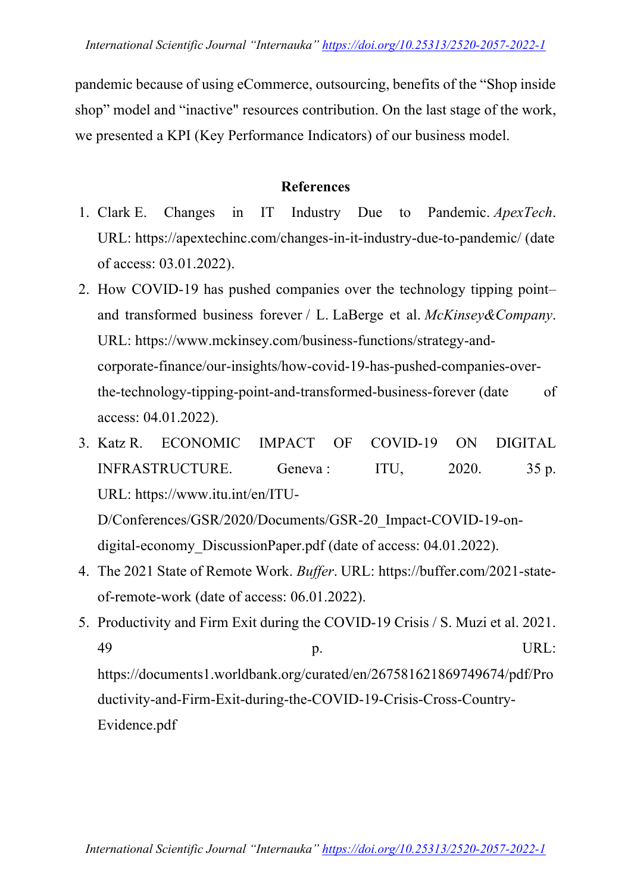pandemic because of using eCommerce, outsourcing, benefits of the "Shop inside shop" model and "inactive" resources contribution. On the last stage of the work, we presented a KPI (Key Performance Indicators) of our business model.

## References

1. Clark E. Changes in IT Industry Due to Pandemic. *ApexTech*. URL: https://apextechinc.com/changes-in-it-industry-due-to-pandemic/ (date of access: 03.01.2022).
2. How COVID-19 has pushed companies over the technology tipping point– and transformed business forever / L. LaBerge et al. *McKinsey&Company*. URL: https://www.mckinsey.com/business-functions/strategy-and-corporate-finance/our-insights/how-covid-19-has-pushed-companies-over-the-technology-tipping-point-and-transformed-business-forever (date of access: 04.01.2022).
3. Katz R. ECONOMIC IMPACT OF COVID-19 ON DIGITAL INFRASTRUCTURE. Geneva : ITU, 2020. 35 p. URL: https://www.itu.int/en/ITU-D/Conferences/GSR/2020/Documents/GSR-20_Impact-COVID-19-on-digital-economy_DiscussionPaper.pdf (date of access: 04.01.2022).
4. The 2021 State of Remote Work. *Buffer*. URL: https://buffer.com/2021-state-of-remote-work (date of access: 06.01.2022).
5. Productivity and Firm Exit during the COVID-19 Crisis / S. Muzi et al. 2021. 49 p. URL: https://documents1.worldbank.org/curated/en/267581621869749674/pdf/Productivity-and-Firm-Exit-during-the-COVID-19-Crisis-Cross-Country-Evidence.pdf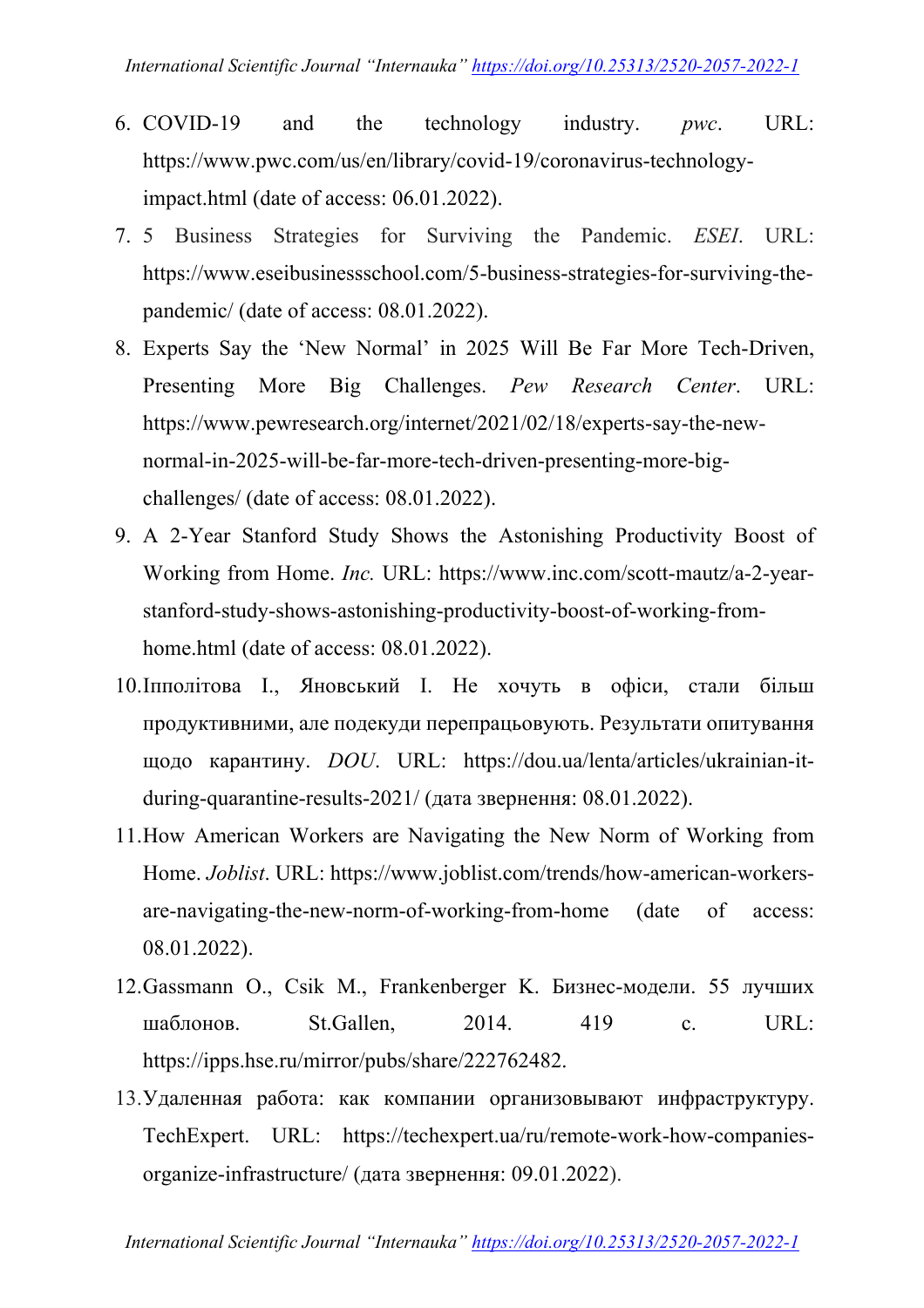6. COVID-19 and the technology industry. *pwc*. URL: https://www.pwc.com/us/en/library/covid-19/coronavirus-technology-impact.html (date of access: 06.01.2022).
7. 5 Business Strategies for Surviving the Pandemic. *ESEI*. URL: https://www.eseibusinessschool.com/5-business-strategies-for-surviving-the-pandemic/ (date of access: 08.01.2022).
8. Experts Say the 'New Normal' in 2025 Will Be Far More Tech-Driven, Presenting More Big Challenges. *Pew Research Center*. URL: https://www.pewresearch.org/internet/2021/02/18/experts-say-the-new-normal-in-2025-will-be-far-more-tech-driven-presenting-more-big-challenges/ (date of access: 08.01.2022).
9. A 2-Year Stanford Study Shows the Astonishing Productivity Boost of Working from Home. *Inc.* URL: https://www.inc.com/scott-mautz/a-2-year-stanford-study-shows-astonishing-productivity-boost-of-working-from-home.html (date of access: 08.01.2022).
10. Іпполітова І., Яновський І. Не хочуть в офіси, стали більш продуктивними, але подекуди перепрацьовують. Результати опитування щодо карантину. *DOU*. URL: https://dou.ua/lenta/articles/ukrainian-it-during-quarantine-results-2021/ (дата звернення: 08.01.2022).
11. How American Workers are Navigating the New Norm of Working from Home. *Joblist*. URL: https://www.joblist.com/trends/how-american-workers-are-navigating-the-new-norm-of-working-from-home (date of access: 08.01.2022).
12. Gassmann O., Csik M., Frankenberger K. Бизнес-модели. 55 лучших шаблонов. St.Gallen, 2014. 419 с. URL: https://ipps.hse.ru/mirror/pubs/share/222762482.
13. Удаленная работа: как компании организовывают инфраструктуру. TechExpert. URL: https://techexpert.ua/ru/remote-work-how-companies-organize-infrastructure/ (дата звернення: 09.01.2022).